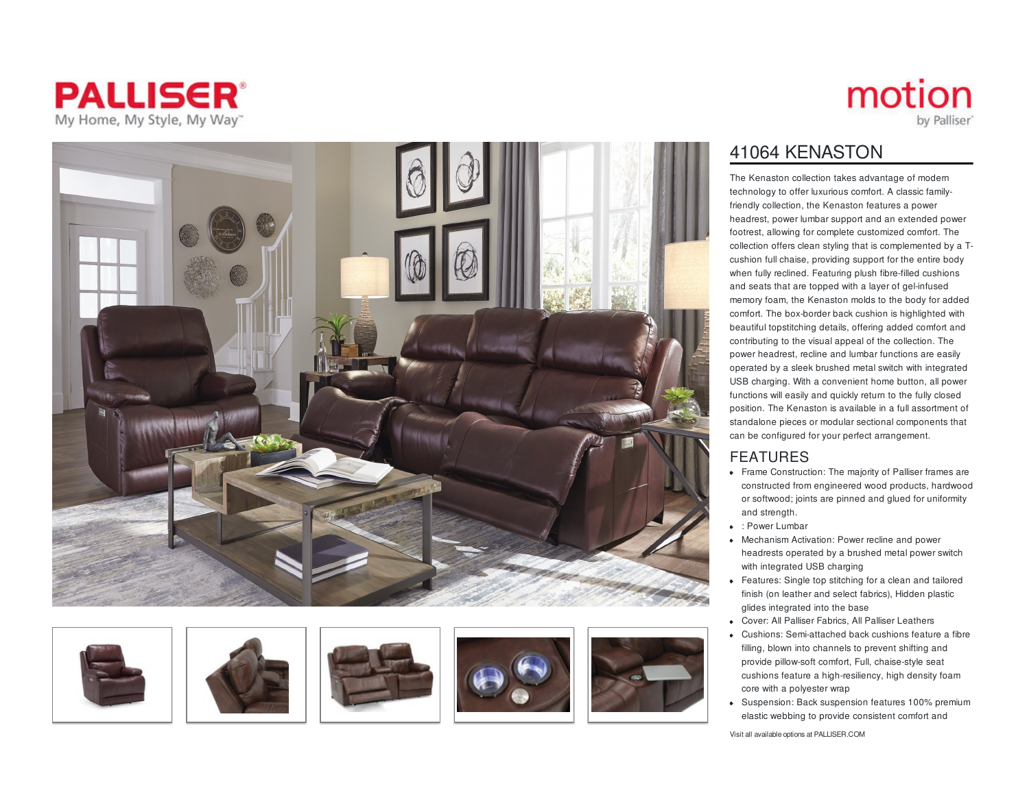# PALLISER®

My Home, My Style, My Way™

motion by Palliser®

## 41064 KENASTON

The Kenaston collection takes advantage of modern technology to offer luxurious comfort. A classic family-friendly collection, the Kenaston features a power headrest, power lumbar support and an extended power footrest, allowing for complete customized comfort. The collection offers clean styling that is complemented by a T-cushion full chaise, providing support for the entire body when fully reclined. Featuring plush fibre-filled cushions and seats that are topped with a layer of gel-infused memory foam, the Kenaston molds to the body for added comfort. The box-border back cushion is highlighted with beautiful topstitching details, offering added comfort and contributing to the visual appeal of the collection. The power headrest, recline and lumbar functions are easily operated by a sleek brushed metal switch with integrated USB charging. With a convenient home button, all power functions will easily and quickly return to the fully closed position. The Kenaston is available in a full assortment of standalone pieces or modular sectional components that can be configured for your perfect arrangement.

## FEATURES

- Frame Construction: The majority of Palliser frames are constructed from engineered wood products, hardwood or softwood; joints are pinned and glued for uniformity and strength.
- : Power Lumbar
- Mechanism Activation: Power recline and power headrests operated by a brushed metal power switch with integrated USB charging
- Features: Single top stitching for a clean and tailored finish (on leather and select fabrics), Hidden plastic glides integrated into the base
- Cover: All Palliser Fabrics, All Palliser Leathers
- Cushions: Semi-attached back cushions feature a fibre filling, blown into channels to prevent shifting and provide pillow-soft comfort, Full, chaise-style seat cushions feature a high-resiliency, high density foam core with a polyester wrap
- Suspension: Back suspension features 100% premium elastic webbing to provide consistent comfort and

Visit all available options at PALLISER.COM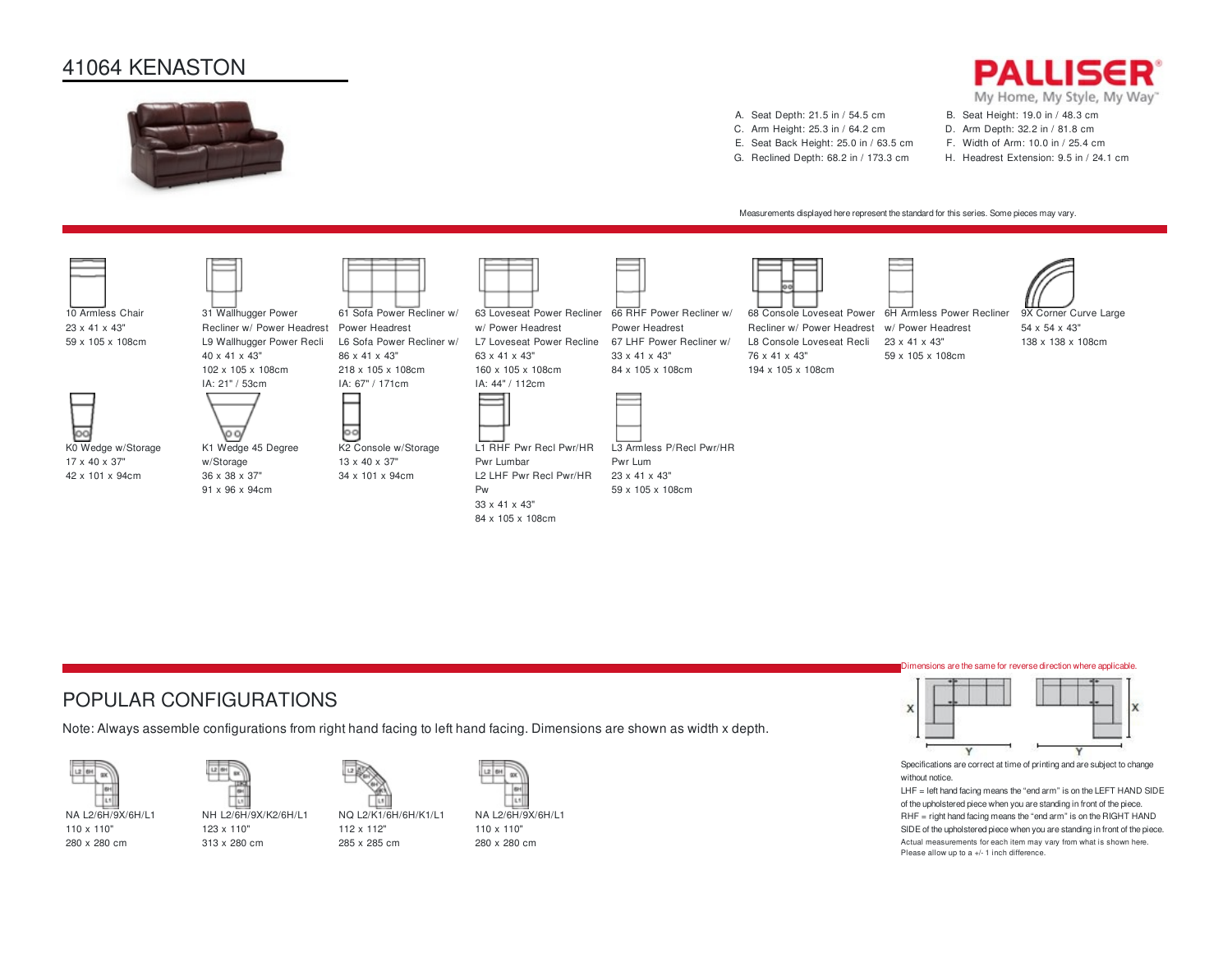# 41064 KENASTON

PALLISER®
My Home, My Style, My Way™

A. Seat Depth: 21.5 in / 54.5 cm
B. Seat Height: 19.0 in / 48.3 cm
C. Arm Height: 25.3 in / 64.2 cm
D. Arm Depth: 32.2 in / 81.8 cm
E. Seat Back Height: 25.0 in / 63.5 cm
F. Width of Arm: 10.0 in / 25.4 cm
G. Reclined Depth: 68.2 in / 173.3 cm
H. Headrest Extension: 9.5 in / 24.1 cm

Measurements displayed here represent the standard for this series. Some pieces may vary.

10 Armless Chair
23 x 41 x 43"
59 x 105 x 108cm

31 Wallhugger Power Recliner w/ Power Headrest
L9 Wallhugger Power Recli
40 x 41 x 43"
102 x 105 x 108cm
IA: 21" / 53cm

61 Sofa Power Recliner w/ Power Headrest
L6 Sofa Power Recliner w/
86 x 41 x 43"
218 x 105 x 108cm
IA: 67" / 171cm

63 Loveseat Power Recliner w/ Power Headrest
L7 Loveseat Power Recline
63 x 41 x 43"
160 x 105 x 108cm
IA: 44" / 112cm

66 RHF Power Recliner w/ Power Headrest
67 LHF Power Recliner w/
33 x 41 x 43"
84 x 105 x 108cm

68 Console Loveseat Power Recliner w/ Power Headrest
L8 Console Loveseat Recli
76 x 41 x 43"
194 x 105 x 108cm

6H Armless Power Recliner w/ Power Headrest
23 x 41 x 43"
59 x 105 x 108cm

9X Corner Curve Large
54 x 54 x 43"
138 x 138 x 108cm

K0 Wedge w/Storage
17 x 40 x 37"
42 x 101 x 94cm

K1 Wedge 45 Degree w/Storage
36 x 38 x 37"
91 x 96 x 94cm

K2 Console w/Storage
13 x 40 x 37"
34 x 101 x 94cm

L1 RHF Pwr Recl Pwr/HR Pwr Lumbar
L2 LHF Pwr Recl Pwr/HR Pw
33 x 41 x 43"
84 x 105 x 108cm

L3 Armless P/Recl Pwr/HR Pwr Lum
23 x 41 x 43"
59 x 105 x 108cm

## POPULAR CONFIGURATIONS

Note: Always assemble configurations from right hand facing to left hand facing. Dimensions are shown as width x depth.

NA L2/6H/9X/6H/L1
110 x 110"
280 x 280 cm

NH L2/6H/9X/K2/6H/L1
123 x 110"
313 x 280 cm

NQ L2/K1/6H/6H/K1/L1
112 x 112"
285 x 285 cm

NA L2/6H/9X/6H/L1
110 x 110"
280 x 280 cm

Dimensions are the same for reverse direction where applicable.

X Y X Y

Specifications are correct at time of printing and are subject to change without notice.

LHF = left hand facing means the "end arm" is on the LEFT HAND SIDE of the upholstered piece when you are standing in front of the piece.
RHF = right hand facing means the "end arm" is on the RIGHT HAND SIDE of the upholstered piece when you are standing in front of the piece.
Actual measurements for each item may vary from what is shown here. Please allow up to a +/- 1 inch difference.